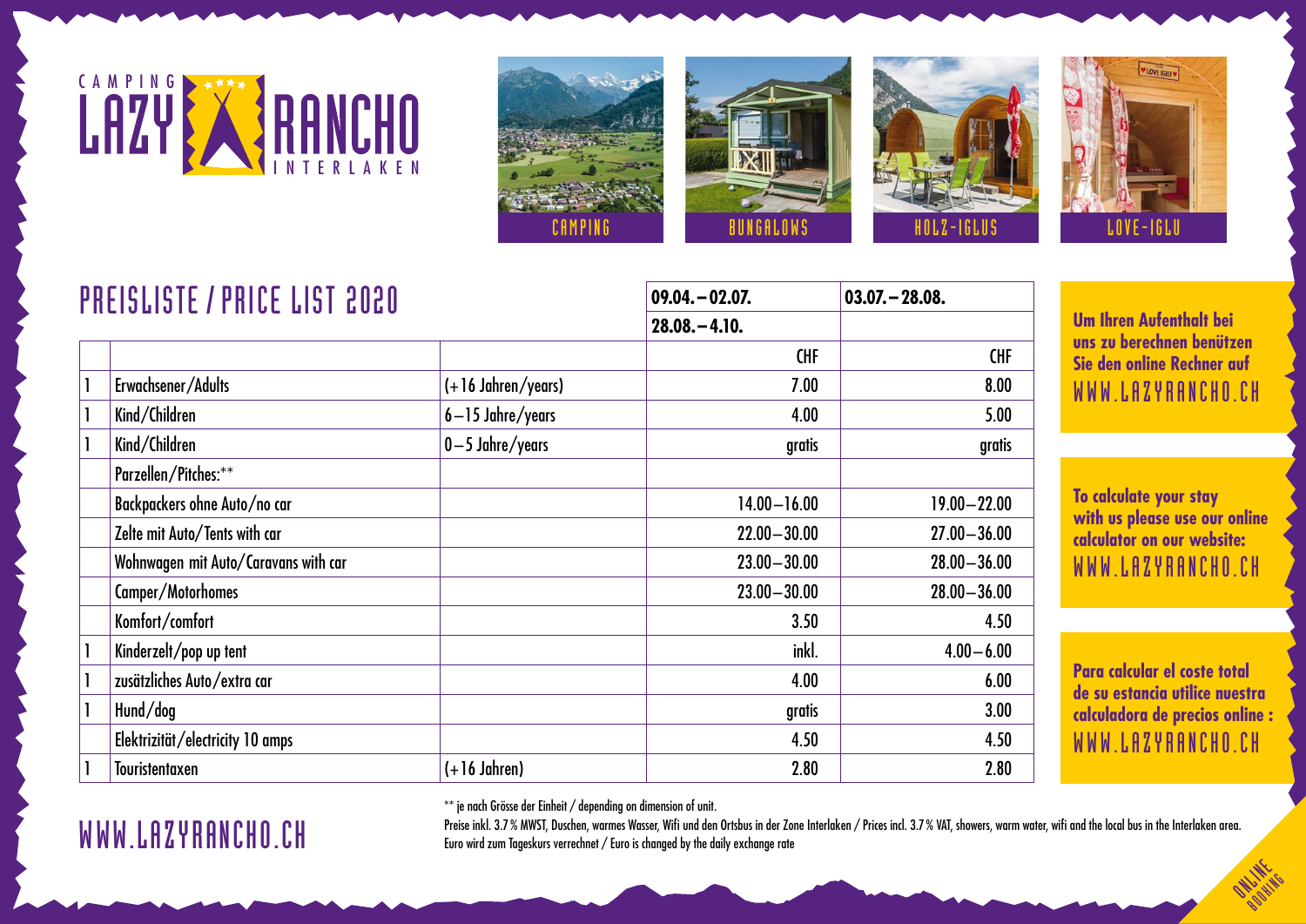# CAMPING LAZY RANCHO INTERLAKEN

CAMPING | BUNGALOWS | HOLZ-IGLUS | LOVE-IGLU

## PREISLISTE / PRICE LIST 2020

| | | | 09.04. – 02.07. 28.08. – 4.10. | 03.07. – 28.08. |
|---|---|---|---|---|
| | | | CHF | CHF |
| 1 | Erwachsener/Adults | (+16 Jahren/years) | 7.00 | 8.00 |
| 1 | Kind/Children | 6–15 Jahre/years | 4.00 | 5.00 |
| 1 | Kind/Children | 0–5 Jahre/years | gratis | gratis |
| | Parzellen/Pitches:** | | | |
| | Backpackers ohne Auto/no car | | 14.00–16.00 | 19.00–22.00 |
| | Zelte mit Auto/Tents with car | | 22.00–30.00 | 27.00–36.00 |
| | Wohnwagen mit Auto/Caravans with car | | 23.00–30.00 | 28.00–36.00 |
| | Camper/Motorhomes | | 23.00–30.00 | 28.00–36.00 |
| | Komfort/comfort | | 3.50 | 4.50 |
| 1 | Kinderzelt/pop up tent | | inkl. | 4.00–6.00 |
| 1 | zusätzliches Auto/extra car | | 4.00 | 6.00 |
| 1 | Hund/dog | | gratis | 3.00 |
| | Elektrizität/electricity 10 amps | | 4.50 | 4.50 |
| 1 | Touristentaxen | (+16 Jahren) | 2.80 | 2.80 |

** je nach Grösse der Einheit / depending on dimension of unit.

Preise inkl. 3.7 % MWST, Duschen, warmes Wasser, Wifi und den Ortsbus in der Zone Interlaken / Prices incl. 3.7 % VAT, showers, warm water, wifi and the local bus in the Interlaken area.
Euro wird zum Tageskurs verrechnet / Euro is changed by the daily exchange rate

**Um Ihren Aufenthalt bei uns zu berechnen benützen Sie den online Rechner auf**
WWW.LAZYRANCHO.CH

**To calculate your stay with us please use our online calculator on our website:**
WWW.LAZYRANCHO.CH

**Para calcular el coste total de su estancia utilice nuestra calculadora de precios online :**
WWW.LAZYRANCHO.CH

WWW.LAZYRANCHO.CH

ONLINE BOOKING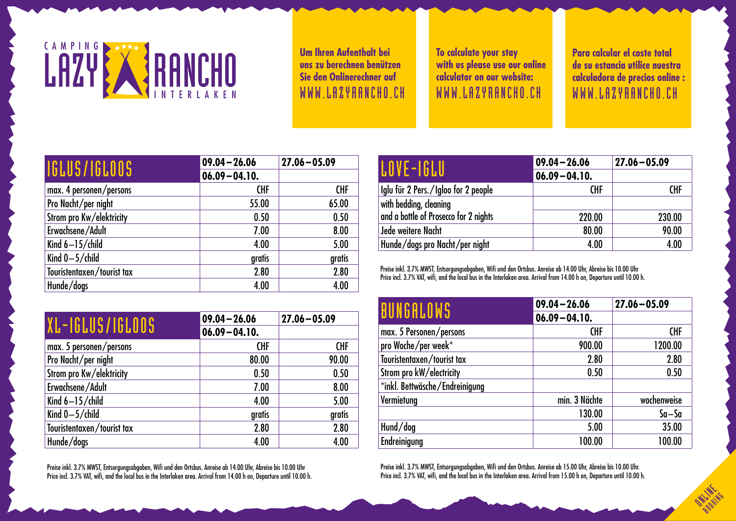# CAMPING LAZY RANCHO INTERLAKEN

**Um Ihren Aufenthalt bei uns zu berechnen benützen Sie den Onlinerechner auf**
WWW.LAZYRANCHO.CH

**To calculate your stay with us please use our online calculator on our website:**
WWW.LAZYRANCHO.CH

**Para calcular el coste total de su estancia utilice nuestra calculadora de precios online :**
WWW.LAZYRANCHO.CH

## IGLUS/IGLOOS

| IGLUS/IGLOOS | 09.04–26.06<br>06.09–04.10. | 27.06–05.09 |
|---|---|---|
| max. 4 personen/persons | CHF | CHF |
| Pro Nacht/per night | 55.00 | 65.00 |
| Strom pro Kw/elektricity | 0.50 | 0.50 |
| Erwachsene/Adult | 7.00 | 8.00 |
| Kind 6–15/child | 4.00 | 5.00 |
| Kind 0–5/child | gratis | gratis |
| Touristentaxen/tourist tax | 2.80 | 2.80 |
| Hunde/dogs | 4.00 | 4.00 |

## XL-IGLUS/IGLOOS

| XL-IGLUS/IGLOOS | 09.04–26.06<br>06.09–04.10. | 27.06–05.09 |
|---|---|---|
| max. 5 personen/persons | CHF | CHF |
| Pro Nacht/per night | 80.00 | 90.00 |
| Strom pro Kw/elektricity | 0.50 | 0.50 |
| Erwachsene/Adult | 7.00 | 8.00 |
| Kind 6–15/child | 4.00 | 5.00 |
| Kind 0–5/child | gratis | gratis |
| Touristentaxen/tourist tax | 2.80 | 2.80 |
| Hunde/dogs | 4.00 | 4.00 |

Preise inkl. 3.7% MWST, Entsorgungsabgaben, Wifi und den Ortsbus. Anreise ab 14.00 Uhr, Abreise bis 10.00 Uhr
Price incl. 3.7% VAT, wifi, and the local bus in the Interlaken area. Arrival from 14.00 h on, Departure until 10.00 h.

## LOVE-IGLU

| LOVE-IGLU | 09.04–26.06<br>06.09–04.10. | 27.06–05.09 |
|---|---|---|
| Iglu für 2 Pers./Igloo for 2 people | CHF | CHF |
| with bedding, cleaning<br>and a bottle of Prosecco for 2 nights | 220.00 | 230.00 |
| Jede weitere Nacht | 80.00 | 90.00 |
| Hunde/dogs pro Nacht/per night | 4.00 | 4.00 |

Preise inkl. 3.7% MWST, Entsorgungsabgaben, Wifi und den Ortsbus. Anreise ab 14.00 Uhr, Abreise bis 10.00 Uhr
Price incl. 3.7% VAT, wifi, and the local bus in the Interlaken area. Arrival from 14.00 h on, Departure until 10.00 h.

## BUNGALOWS

| BUNGALOWS | 09.04–26.06<br>06.09–04.10. | 27.06–05.09 |
|---|---|---|
| max. 5 Personen/persons | CHF | CHF |
| pro Woche/per week* | 900.00 | 1200.00 |
| Touristentaxen/tourist tax | 2.80 | 2.80 |
| Strom pro kW/electricity | 0.50 | 0.50 |
| *inkl. Bettwäsche/Endreinigung | | |
| Vermietung | min. 3 Nächte | wochenweise |
| | 130.00 | Sa–Sa |
| Hund/dog | 5.00 | 35.00 |
| Endreinigung | 100.00 | 100.00 |

Preise inkl. 3.7% MWST, Entsorgungsabgaben, Wifi und den Ortsbus. Anreise ab 15.00 Uhr, Abreise bis 10.00 Uhr.
Price incl. 3.7% VAT, wifi, and the local bus in the Interlaken area. Arrival from 15.00 h on, Departure until 10.00 h.

ONLINE BOOKING